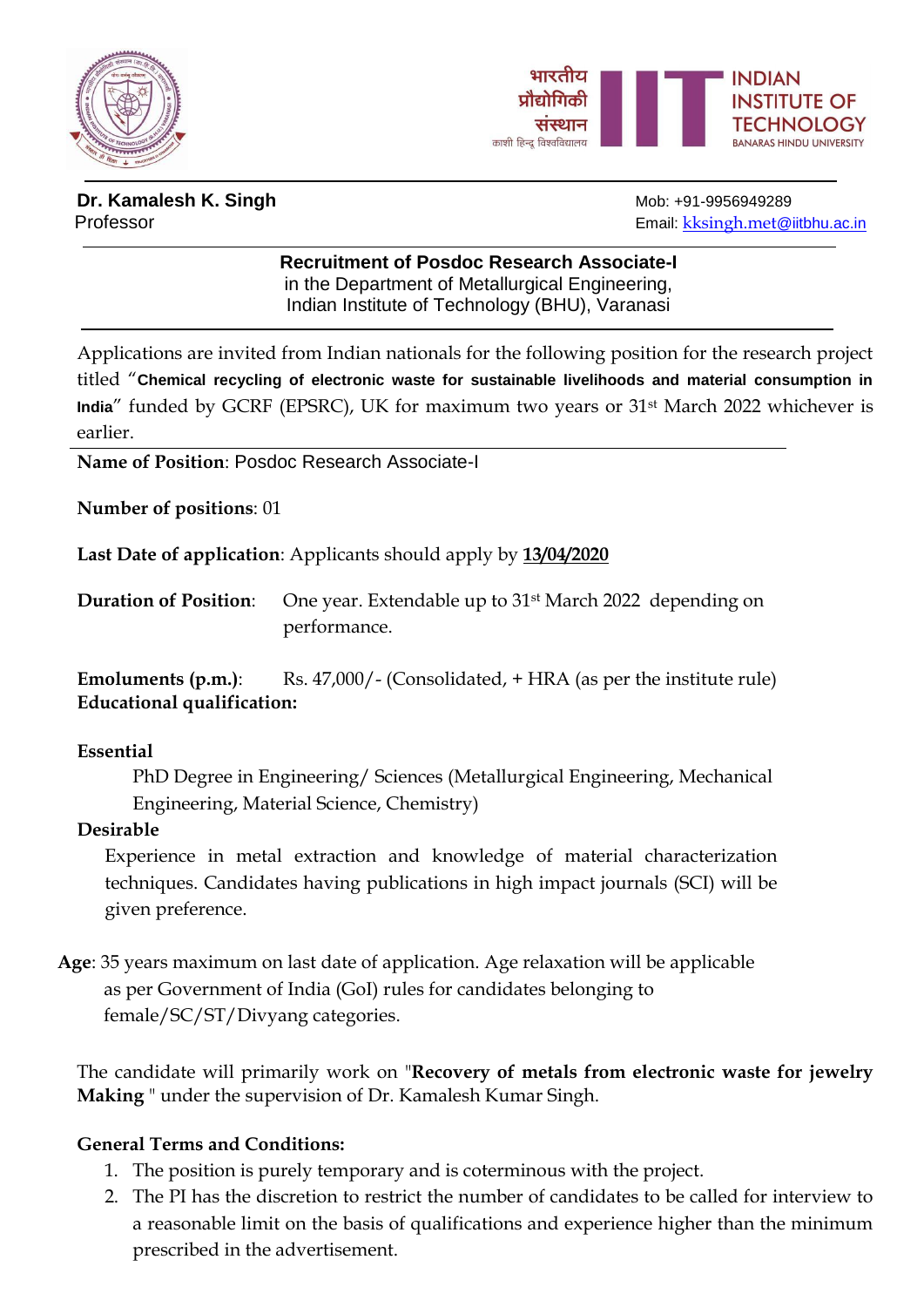भारतीय प्रौद्योगिकी संस्थान
काशी हिन्दू विश्वविद्यालय

INDIAN INSTITUTE OF TECHNOLOGY
BANARAS HINDU UNIVERSITY

**Dr. Kamalesh K. Singh**
Professor

Mob: +91-9956949289
Email: kksingh.met@iitbhu.ac.in

---

**Recruitment of Posdoc Research Associate-I**
in the Department of Metallurgical Engineering,
Indian Institute of Technology (BHU), Varanasi

---

Applications are invited from Indian nationals for the following position for the research project titled "**Chemical recycling of electronic waste for sustainable livelihoods and material consumption in India**" funded by GCRF (EPSRC), UK for maximum two years or 31st March 2022 whichever is earlier.

---

**Name of Position**: Posdoc Research Associate-I

**Number of positions**: 01

**Last Date of application**: Applicants should apply by **13/04/2020**

**Duration of Position**: One year. Extendable up to 31st March 2022 depending on performance.

**Emoluments (p.m.)**: Rs. 47,000/- (Consolidated, + HRA (as per the institute rule)

**Educational qualification:**

**Essential**

PhD Degree in Engineering/ Sciences (Metallurgical Engineering, Mechanical Engineering, Material Science, Chemistry)

**Desirable**

Experience in metal extraction and knowledge of material characterization techniques. Candidates having publications in high impact journals (SCI) will be given preference.

**Age**: 35 years maximum on last date of application. Age relaxation will be applicable as per Government of India (GoI) rules for candidates belonging to female/SC/ST/Divyang categories.

The candidate will primarily work on "**Recovery of metals from electronic waste for jewelry Making** " under the supervision of Dr. Kamalesh Kumar Singh.

**General Terms and Conditions:**

1. The position is purely temporary and is coterminous with the project.
2. The PI has the discretion to restrict the number of candidates to be called for interview to a reasonable limit on the basis of qualifications and experience higher than the minimum prescribed in the advertisement.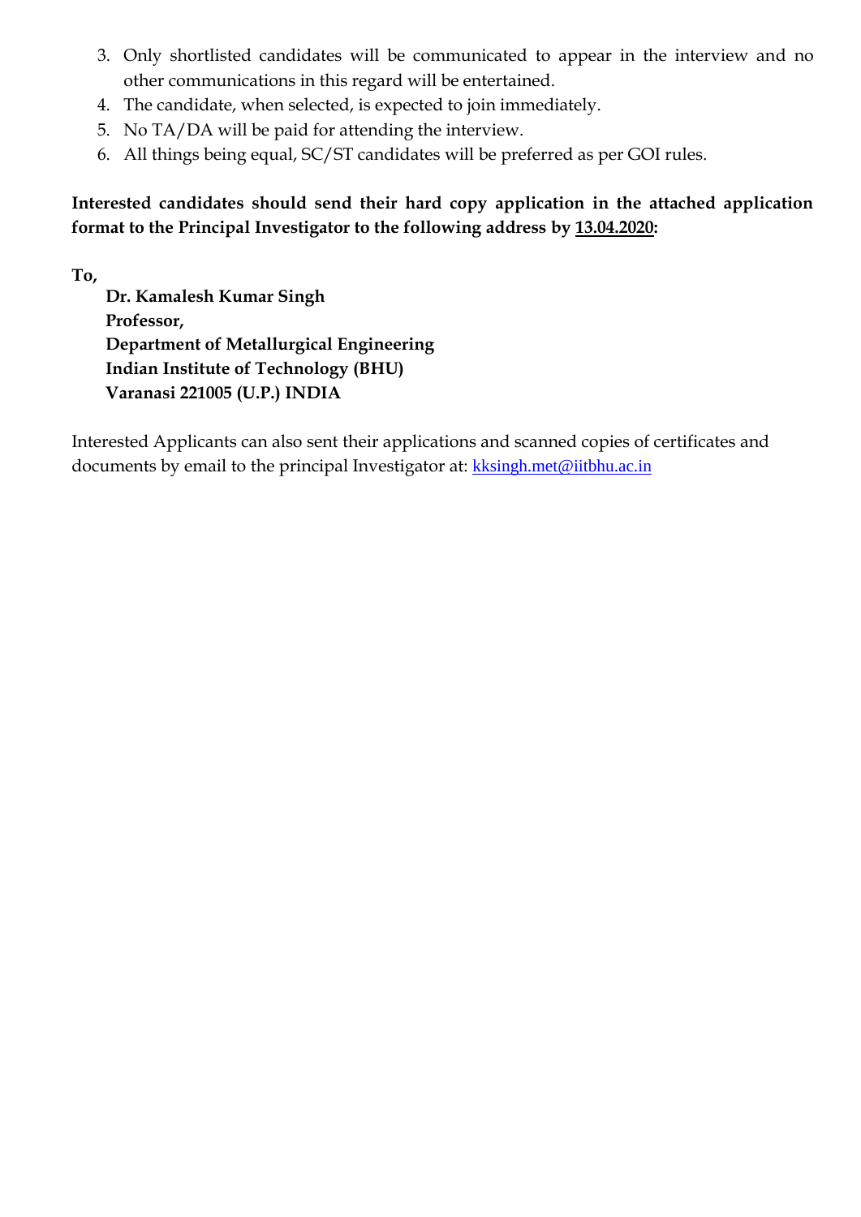3. Only shortlisted candidates will be communicated to appear in the interview and no other communications in this regard will be entertained.
4. The candidate, when selected, is expected to join immediately.
5. No TA/DA will be paid for attending the interview.
6. All things being equal, SC/ST candidates will be preferred as per GOI rules.

**Interested candidates should send their hard copy application in the attached application format to the Principal Investigator to the following address by 13.04.2020:**

**To,**

**Dr. Kamalesh Kumar Singh**
**Professor,**
**Department of Metallurgical Engineering**
**Indian Institute of Technology (BHU)**
**Varanasi 221005 (U.P.) INDIA**

Interested Applicants can also sent their applications and scanned copies of certificates and documents by email to the principal Investigator at: kksingh.met@iitbhu.ac.in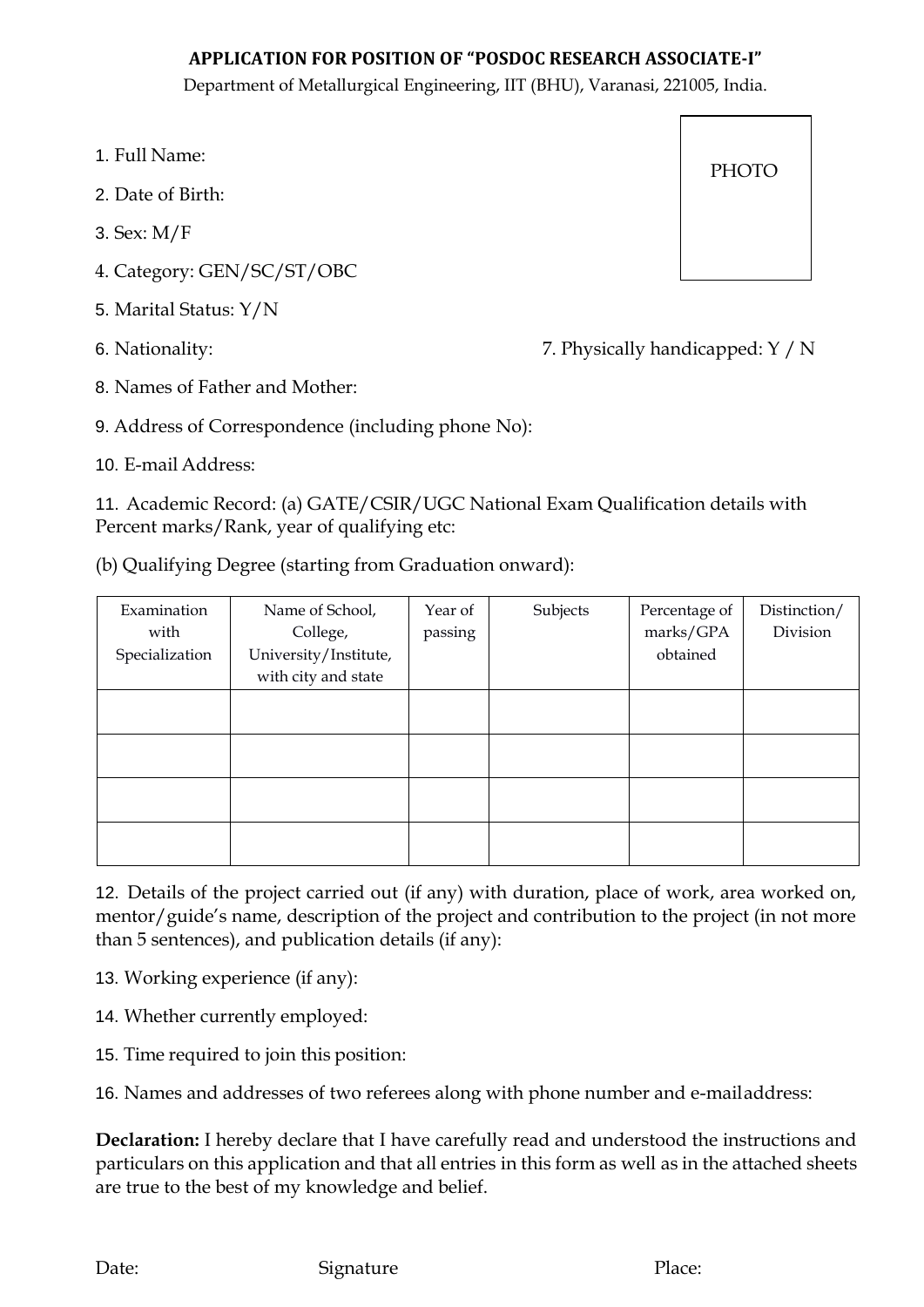## APPLICATION FOR POSITION OF "POSDOC RESEARCH ASSOCIATE-I"

Department of Metallurgical Engineering, IIT (BHU), Varanasi, 221005, India.

PHOTO

1. Full Name:

2. Date of Birth:

3. Sex: M/F

4. Category: GEN/SC/ST/OBC

5. Marital Status: Y/N

6. Nationality:

7. Physically handicapped: Y / N

8. Names of Father and Mother:

9. Address of Correspondence (including phone No):

10. E-mail Address:

11. Academic Record: (a) GATE/CSIR/UGC National Exam Qualification details with Percent marks/Rank, year of qualifying etc:

(b) Qualifying Degree (starting from Graduation onward):

| Examination with Specialization | Name of School, College, University/Institute, with city and state | Year of passing | Subjects | Percentage of marks/GPA obtained | Distinction/ Division |
|---|---|---|---|---|---|
| | | | | | |
| | | | | | |
| | | | | | |
| | | | | | |

12. Details of the project carried out (if any) with duration, place of work, area worked on, mentor/guide's name, description of the project and contribution to the project (in not more than 5 sentences), and publication details (if any):

13. Working experience (if any):

14. Whether currently employed:

15. Time required to join this position:

16. Names and addresses of two referees along with phone number and e-mailaddress:

**Declaration:** I hereby declare that I have carefully read and understood the instructions and particulars on this application and that all entries in this form as well as in the attached sheets are true to the best of my knowledge and belief.

Date: Signature Place: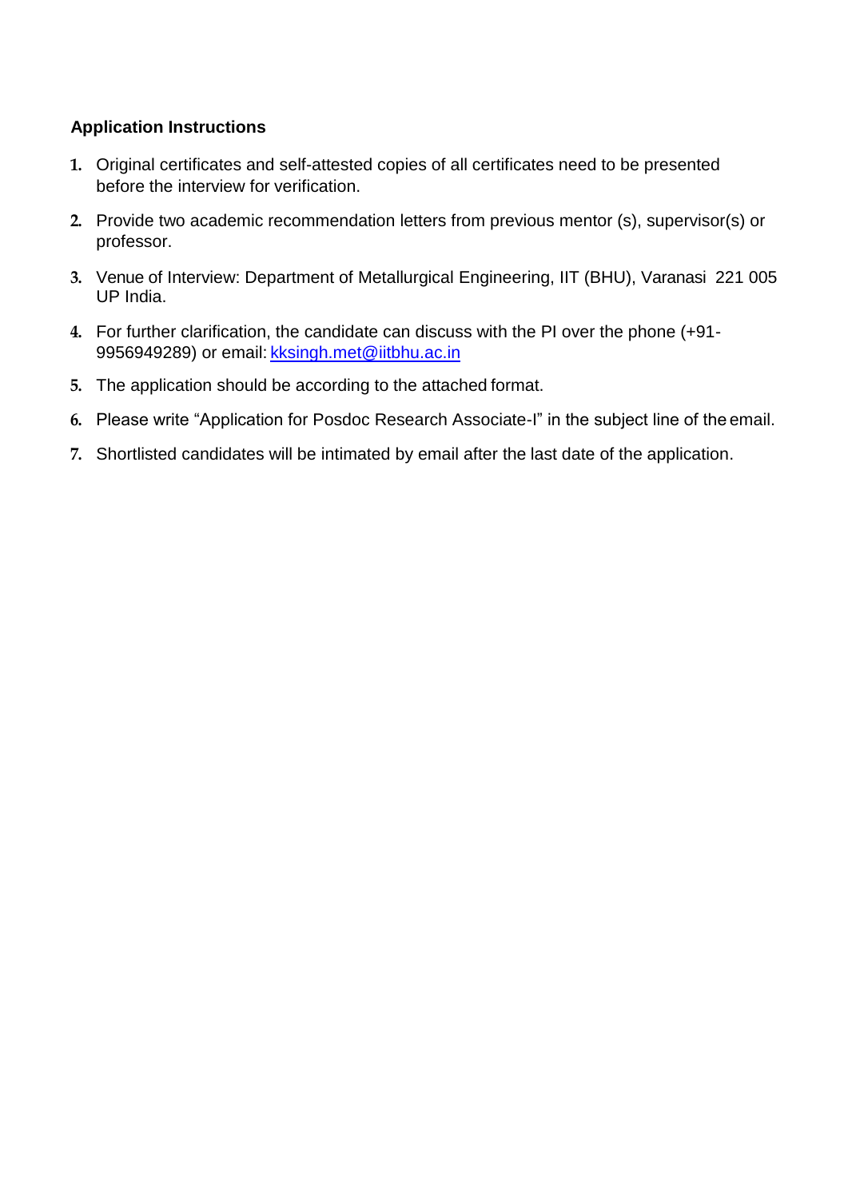**Application Instructions**

1. Original certificates and self-attested copies of all certificates need to be presented before the interview for verification.
2. Provide two academic recommendation letters from previous mentor (s), supervisor(s) or professor.
3. Venue of Interview: Department of Metallurgical Engineering, IIT (BHU), Varanasi 221 005 UP India.
4. For further clarification, the candidate can discuss with the PI over the phone (+91-9956949289) or email: kksingh.met@iitbhu.ac.in
5. The application should be according to the attached format.
6. Please write "Application for Posdoc Research Associate-I" in the subject line of the email.
7. Shortlisted candidates will be intimated by email after the last date of the application.